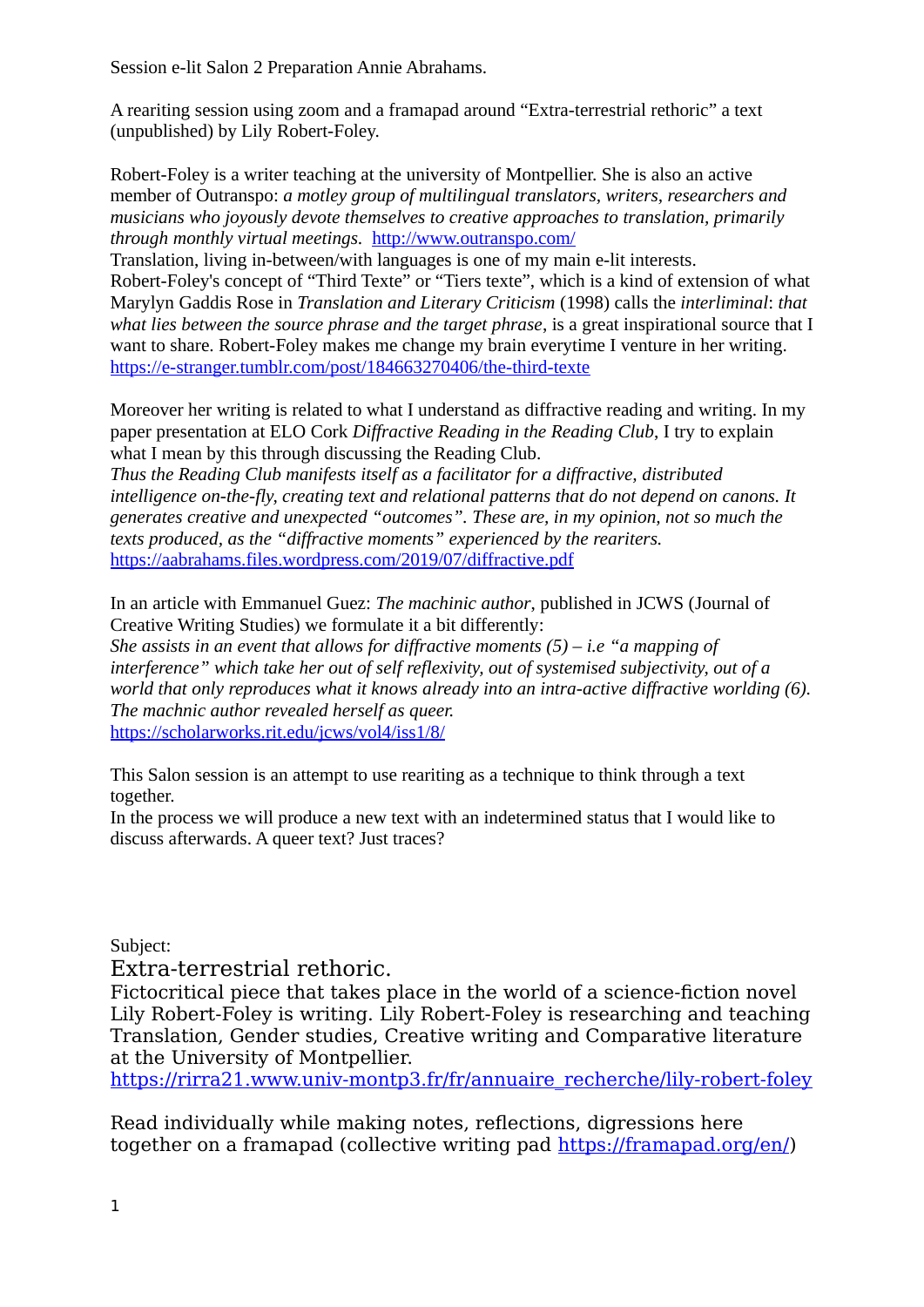Session e-lit Salon 2 Preparation Annie Abrahams.

A reariting session using zoom and a framapad around "Extra-terrestrial rethoric" a text (unpublished) by Lily Robert-Foley.

Robert-Foley is a writer teaching at the university of Montpellier. She is also an active member of Outranspo: *a motley group of multilingual translators, writers, researchers and musicians who joyously devote themselves to creative approaches to translation, primarily through monthly virtual meetings.* http://www.outranspo.com/
Translation, living in-between/with languages is one of my main e-lit interests. Robert-Foley's concept of "Third Texte" or "Tiers texte", which is a kind of extension of what Marylyn Gaddis Rose in *Translation and Literary Criticism* (1998) calls the *interliminal*: *that what lies between the source phrase and the target phrase*, is a great inspirational source that I want to share. Robert-Foley makes me change my brain everytime I venture in her writing. https://e-stranger.tumblr.com/post/184663270406/the-third-texte

Moreover her writing is related to what I understand as diffractive reading and writing. In my paper presentation at ELO Cork *Diffractive Reading in the Reading Club*, I try to explain what I mean by this through discussing the Reading Club.
*Thus the Reading Club manifests itself as a facilitator for a diffractive, distributed intelligence on-the-fly, creating text and relational patterns that do not depend on canons. It generates creative and unexpected "outcomes". These are, in my opinion, not so much the texts produced, as the "diffractive moments" experienced by the reariters.*
https://aabrahams.files.wordpress.com/2019/07/diffractive.pdf

In an article with Emmanuel Guez: *The machinic author*, published in JCWS (Journal of Creative Writing Studies) we formulate it a bit differently:
*She assists in an event that allows for diffractive moments (5) – i.e "a mapping of interference" which take her out of self reflexivity, out of systemised subjectivity, out of a world that only reproduces what it knows already into an intra-active diffractive worlding (6). The machnic author revealed herself as queer.*
https://scholarworks.rit.edu/jcws/vol4/iss1/8/

This Salon session is an attempt to use reariting as a technique to think through a text together.
In the process we will produce a new text with an indetermined status that I would like to discuss afterwards. A queer text? Just traces?

Subject:

Extra-terrestrial rethoric.

Fictocritical piece that takes place in the world of a science-fiction novel Lily Robert-Foley is writing. Lily Robert-Foley is researching and teaching Translation, Gender studies, Creative writing and Comparative literature at the University of Montpellier.
https://rirra21.www.univ-montp3.fr/fr/annuaire_recherche/lily-robert-foley

Read individually while making notes, reflections, digressions here together on a framapad (collective writing pad https://framapad.org/en/)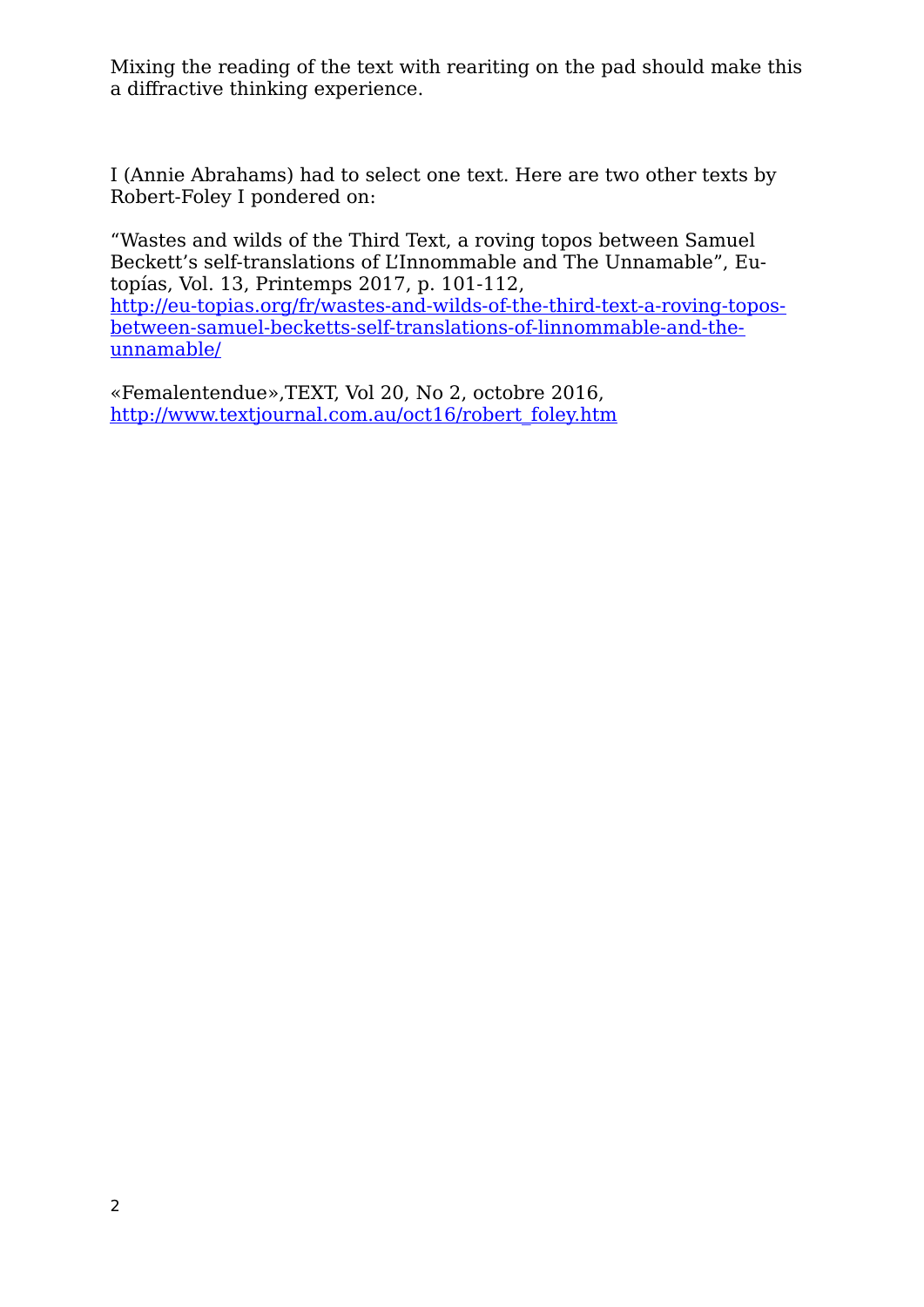Mixing the reading of the text with rearíting on the pad should make this a diffractive thinking experience.

I (Annie Abrahams) had to select one text. Here are two other texts by Robert-Foley I pondered on:

"Wastes and wilds of the Third Text, a roving topos between Samuel Beckett's self-translations of L'Innommable and The Unnamable", Eu-topías, Vol. 13, Printemps 2017, p. 101-112, [http://eu-topias.org/fr/wastes-and-wilds-of-the-third-text-a-roving-topos-between-samuel-becketts-self-translations-of-linnommable-and-the-unnamable/](http://eu-topias.org/fr/wastes-and-wilds-of-the-third-text-a-roving-topos-between-samuel-becketts-self-translations-of-linnommable-and-the-unnamable/)

«Femalentendue»,TEXT, Vol 20, No 2, octobre 2016, [http://www.textjournal.com.au/oct16/robert_foley.htm](http://www.textjournal.com.au/oct16/robert_foley.htm)